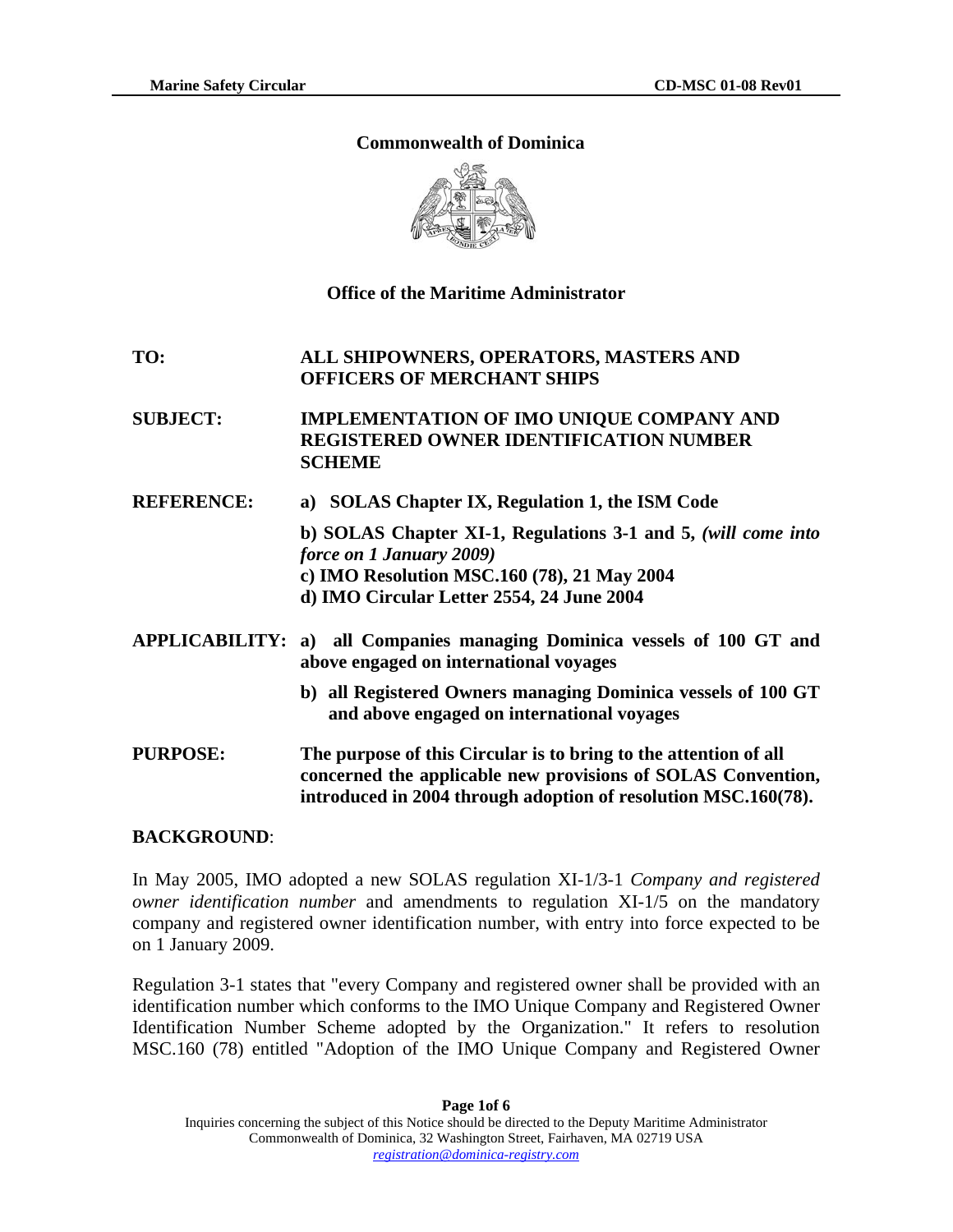# Commonwealth of Dominica

## Office of the Maritime Administrator

| | |
|---|---|
| **TO:** | **ALL SHIPOWNERS, OPERATORS, MASTERS AND OFFICERS OF MERCHANT SHIPS** |
| **SUBJECT:** | **IMPLEMENTATION OF IMO UNIQUE COMPANY AND REGISTERED OWNER IDENTIFICATION NUMBER SCHEME** |
| **REFERENCE:** | **a) SOLAS Chapter IX, Regulation 1, the ISM Code**<br>**b) SOLAS Chapter XI-1, Regulations 3-1 and 5, *(will come into force on 1 January 2009)***<br>**c) IMO Resolution MSC.160 (78), 21 May 2004**<br>**d) IMO Circular Letter 2554, 24 June 2004** |
| **APPLICABILITY:** | **a) all Companies managing Dominica vessels of 100 GT and above engaged on international voyages**<br>**b) all Registered Owners managing Dominica vessels of 100 GT and above engaged on international voyages** |
| **PURPOSE:** | **The purpose of this Circular is to bring to the attention of all concerned the applicable new provisions of SOLAS Convention, introduced in 2004 through adoption of resolution MSC.160(78).** |

**BACKGROUND**:

In May 2005, IMO adopted a new SOLAS regulation XI-1/3-1 *Company and registered owner identification number* and amendments to regulation XI-1/5 on the mandatory company and registered owner identification number, with entry into force expected to be on 1 January 2009.

Regulation 3-1 states that "every Company and registered owner shall be provided with an identification number which conforms to the IMO Unique Company and Registered Owner Identification Number Scheme adopted by the Organization." It refers to resolution MSC.160 (78) entitled "Adoption of the IMO Unique Company and Registered Owner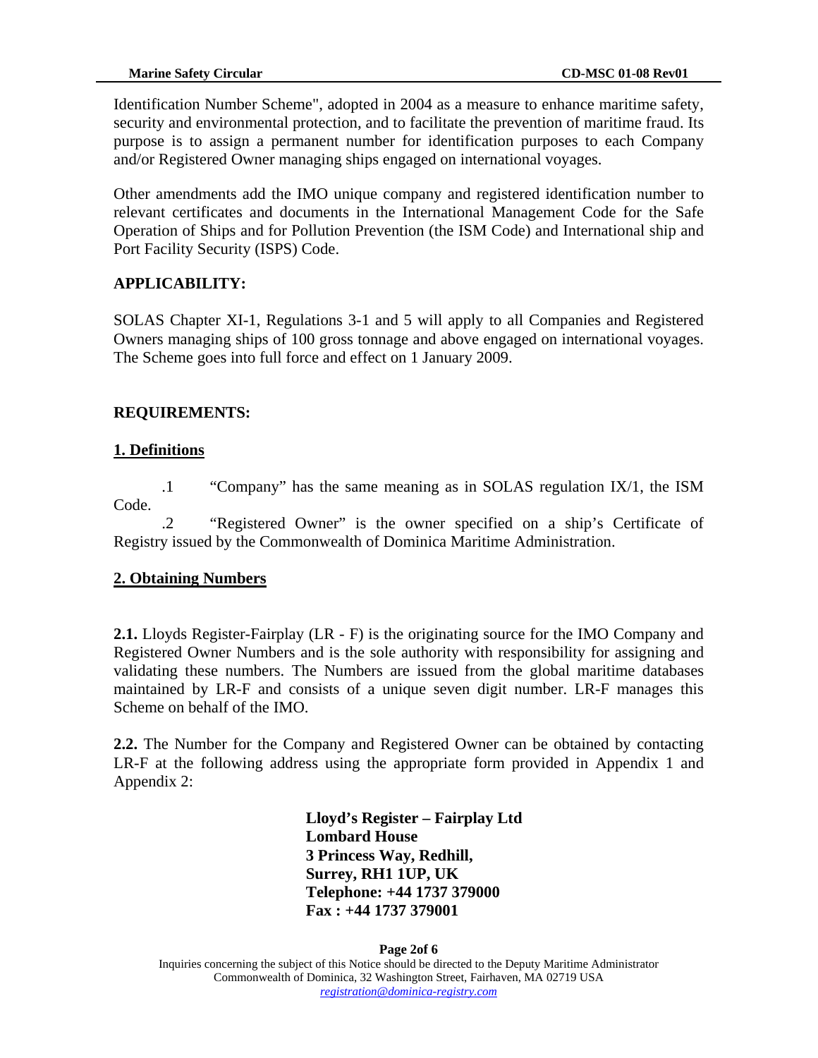Identification Number Scheme", adopted in 2004 as a measure to enhance maritime safety, security and environmental protection, and to facilitate the prevention of maritime fraud. Its purpose is to assign a permanent number for identification purposes to each Company and/or Registered Owner managing ships engaged on international voyages.

Other amendments add the IMO unique company and registered identification number to relevant certificates and documents in the International Management Code for the Safe Operation of Ships and for Pollution Prevention (the ISM Code) and International ship and Port Facility Security (ISPS) Code.

**APPLICABILITY:**

SOLAS Chapter XI-1, Regulations 3-1 and 5 will apply to all Companies and Registered Owners managing ships of 100 gross tonnage and above engaged on international voyages. The Scheme goes into full force and effect on 1 January 2009.

**REQUIREMENTS:**

**1. Definitions**

.1 "Company" has the same meaning as in SOLAS regulation IX/1, the ISM Code.

.2 "Registered Owner" is the owner specified on a ship's Certificate of Registry issued by the Commonwealth of Dominica Maritime Administration.

**2. Obtaining Numbers**

**2.1.** Lloyds Register-Fairplay (LR - F) is the originating source for the IMO Company and Registered Owner Numbers and is the sole authority with responsibility for assigning and validating these numbers. The Numbers are issued from the global maritime databases maintained by LR-F and consists of a unique seven digit number. LR-F manages this Scheme on behalf of the IMO.

**2.2.** The Number for the Company and Registered Owner can be obtained by contacting LR-F at the following address using the appropriate form provided in Appendix 1 and Appendix 2:

**Lloyd's Register – Fairplay Ltd**
**Lombard House**
**3 Princess Way, Redhill,**
**Surrey, RH1 1UP, UK**
**Telephone: +44 1737 379000**
**Fax : +44 1737 379001**

Inquiries concerning the subject of this Notice should be directed to the Deputy Maritime Administrator
Commonwealth of Dominica, 32 Washington Street, Fairhaven, MA 02719 USA
registration@dominica-registry.com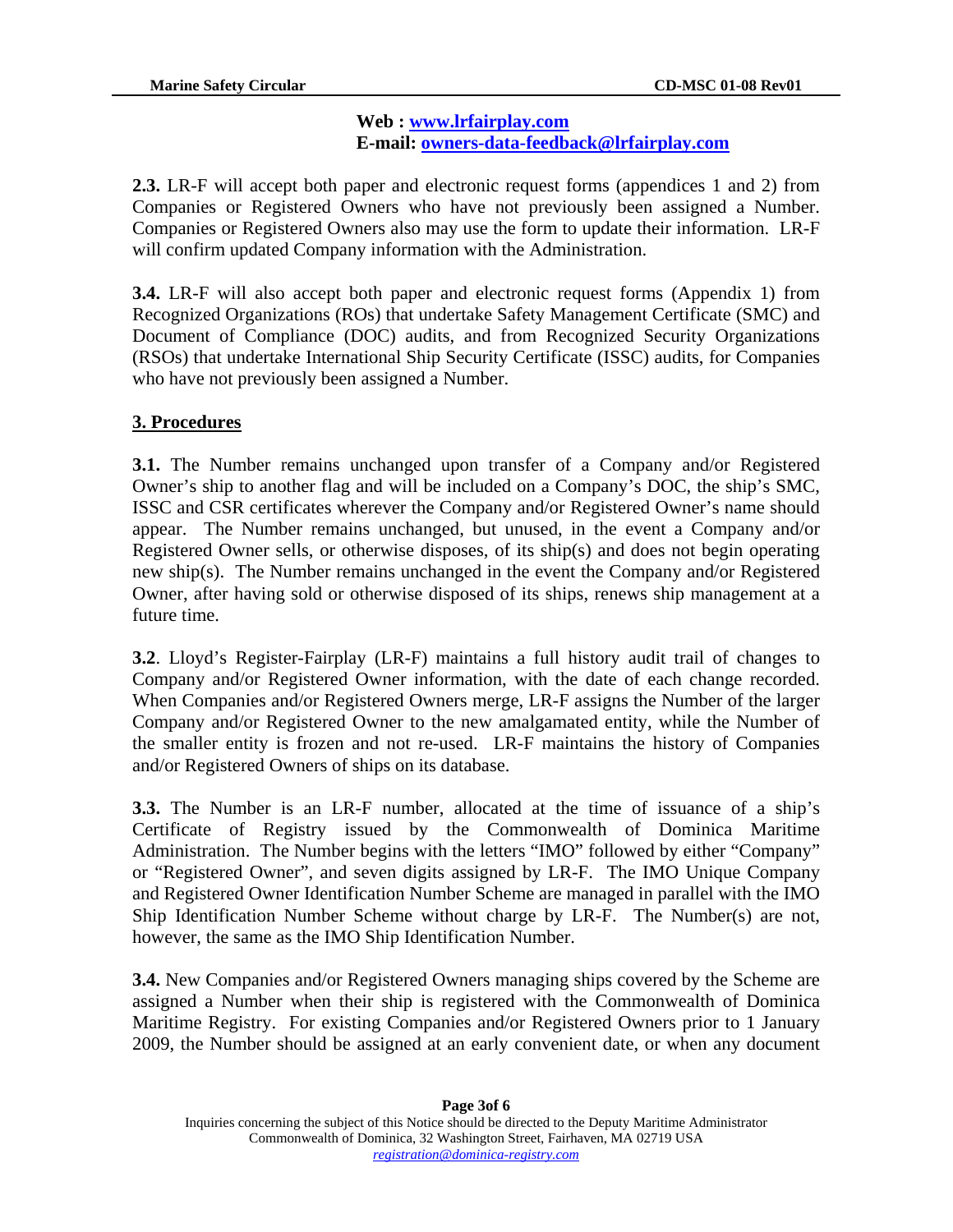**Web :** [www.lrfairplay.com](http://www.lrfairplay.com)
**E-mail:** [owners-data-feedback@lrfairplay.com](mailto:owners-data-feedback@lrfairplay.com)

**2.3.** LR-F will accept both paper and electronic request forms (appendices 1 and 2) from Companies or Registered Owners who have not previously been assigned a Number. Companies or Registered Owners also may use the form to update their information. LR-F will confirm updated Company information with the Administration.

**2.4.** LR-F will also accept both paper and electronic request forms (Appendix 1) from Recognized Organizations (ROs) that undertake Safety Management Certificate (SMC) and Document of Compliance (DOC) audits, and from Recognized Security Organizations (RSOs) that undertake International Ship Security Certificate (ISSC) audits, for Companies who have not previously been assigned a Number.

## 3. Procedures

**3.1.** The Number remains unchanged upon transfer of a Company and/or Registered Owner's ship to another flag and will be included on a Company's DOC, the ship's SMC, ISSC and CSR certificates wherever the Company and/or Registered Owner's name should appear. The Number remains unchanged, but unused, in the event a Company and/or Registered Owner sells, or otherwise disposes, of its ship(s) and does not begin operating new ship(s). The Number remains unchanged in the event the Company and/or Registered Owner, after having sold or otherwise disposed of its ships, renews ship management at a future time.

**3.2**. Lloyd's Register-Fairplay (LR-F) maintains a full history audit trail of changes to Company and/or Registered Owner information, with the date of each change recorded. When Companies and/or Registered Owners merge, LR-F assigns the Number of the larger Company and/or Registered Owner to the new amalgamated entity, while the Number of the smaller entity is frozen and not re-used. LR-F maintains the history of Companies and/or Registered Owners of ships on its database.

**3.3.** The Number is an LR-F number, allocated at the time of issuance of a ship's Certificate of Registry issued by the Commonwealth of Dominica Maritime Administration. The Number begins with the letters "IMO" followed by either "Company" or "Registered Owner", and seven digits assigned by LR-F. The IMO Unique Company and Registered Owner Identification Number Scheme are managed in parallel with the IMO Ship Identification Number Scheme without charge by LR-F. The Number(s) are not, however, the same as the IMO Ship Identification Number.

**3.4.** New Companies and/or Registered Owners managing ships covered by the Scheme are assigned a Number when their ship is registered with the Commonwealth of Dominica Maritime Registry. For existing Companies and/or Registered Owners prior to 1 January 2009, the Number should be assigned at an early convenient date, or when any document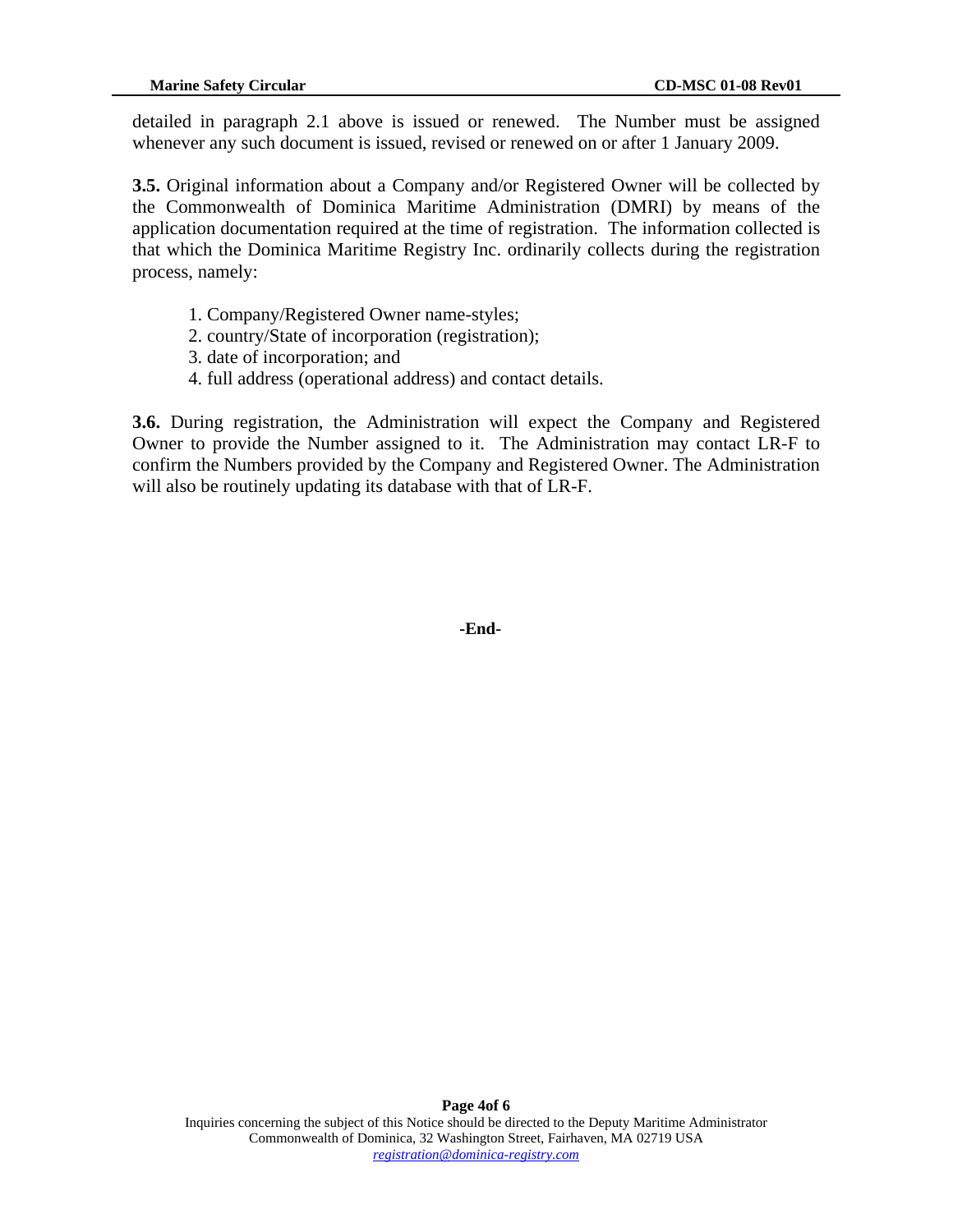detailed in paragraph 2.1 above is issued or renewed. The Number must be assigned whenever any such document is issued, revised or renewed on or after 1 January 2009.

**3.5.** Original information about a Company and/or Registered Owner will be collected by the Commonwealth of Dominica Maritime Administration (DMRI) by means of the application documentation required at the time of registration. The information collected is that which the Dominica Maritime Registry Inc. ordinarily collects during the registration process, namely:

1. Company/Registered Owner name-styles;
2. country/State of incorporation (registration);
3. date of incorporation; and
4. full address (operational address) and contact details.

**3.6.** During registration, the Administration will expect the Company and Registered Owner to provide the Number assigned to it. The Administration may contact LR-F to confirm the Numbers provided by the Company and Registered Owner. The Administration will also be routinely updating its database with that of LR-F.

**-End-**

Inquiries concerning the subject of this Notice should be directed to the Deputy Maritime Administrator
Commonwealth of Dominica, 32 Washington Street, Fairhaven, MA 02719 USA
*registration@dominica-registry.com*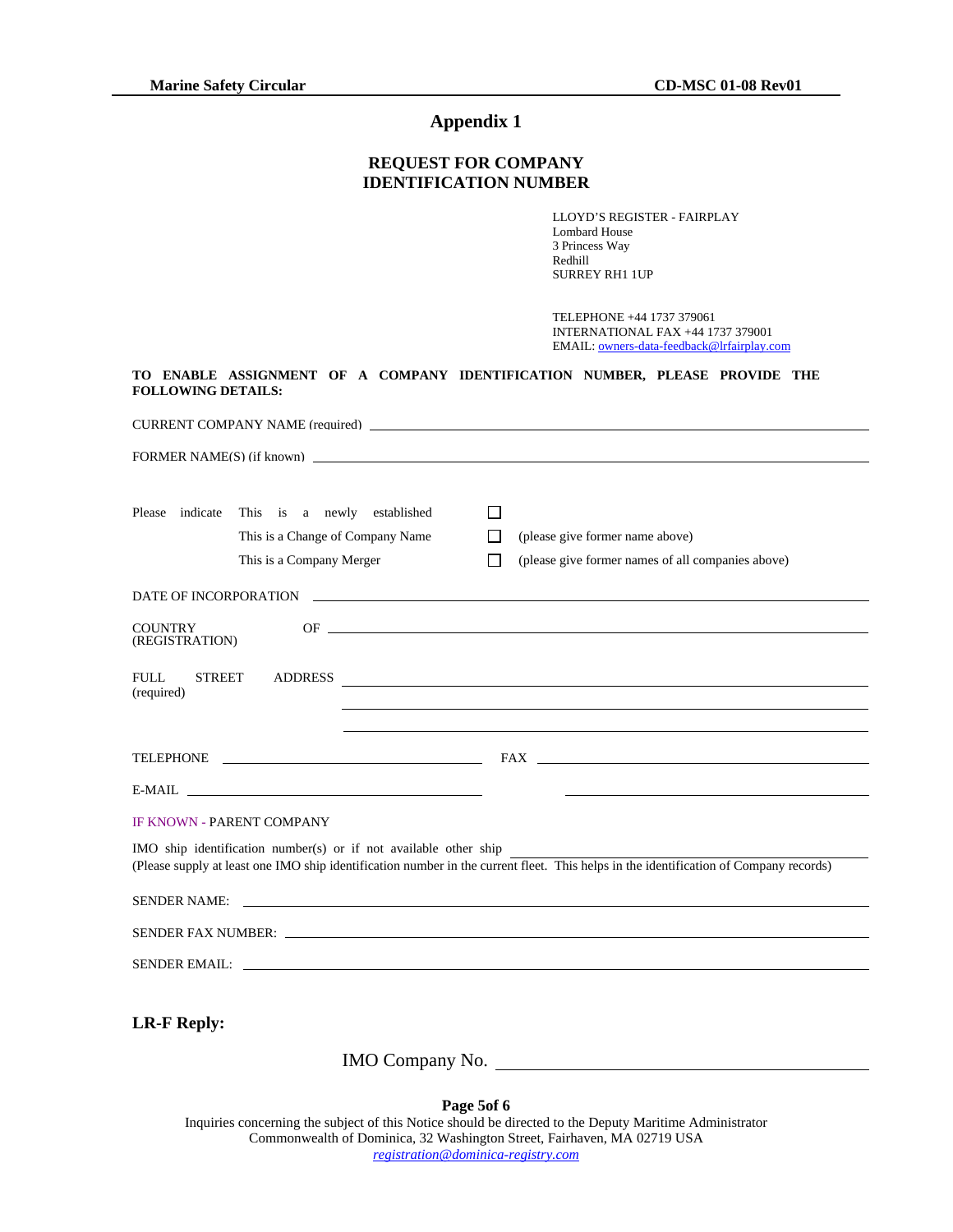# Appendix 1

## REQUEST FOR COMPANY IDENTIFICATION NUMBER

LLOYD'S REGISTER - FAIRPLAY
Lombard House
3 Princess Way
Redhill
SURREY RH1 1UP

TELEPHONE +44 1737 379061
INTERNATIONAL FAX +44 1737 379001
EMAIL: owners-data-feedback@lrfairplay.com

**TO ENABLE ASSIGNMENT OF A COMPANY IDENTIFICATION NUMBER, PLEASE PROVIDE THE FOLLOWING DETAILS:**

CURRENT COMPANY NAME (required) ____________________

FORMER NAME(S) (if known) ____________________

Please indicate
- This is a newly established ☐
- This is a Change of Company Name ☐ (please give former name above)
- This is a Company Merger ☐ (please give former names of all companies above)

DATE OF INCORPORATION ____________________

COUNTRY OF (REGISTRATION) ____________________

FULL STREET ADDRESS (required) ____________________

____________________

____________________

TELEPHONE ____________________ FAX ____________________

E-MAIL ____________________ ____________________

IF KNOWN - PARENT COMPANY

IMO ship identification number(s) or if not available other ship ____________________
(Please supply at least one IMO ship identification number in the current fleet. This helps in the identification of Company records)

SENDER NAME: ____________________

SENDER FAX NUMBER: ____________________

SENDER EMAIL: ____________________

**LR-F Reply:**

IMO Company No. ____________________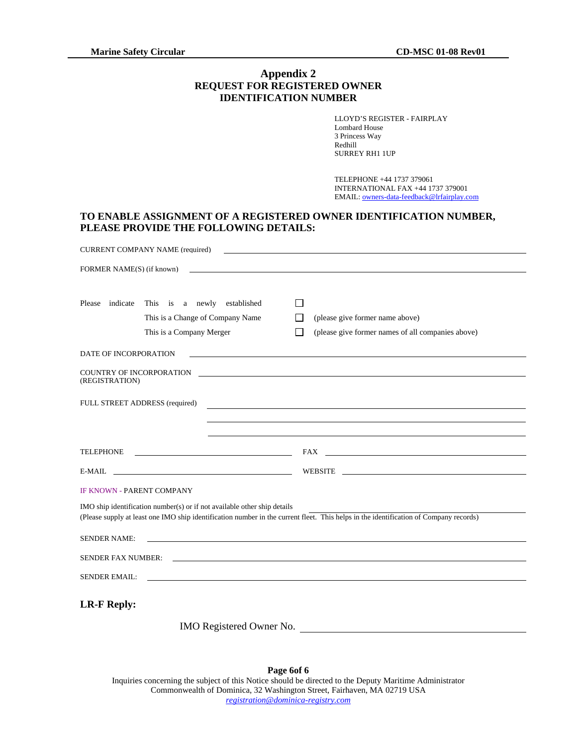# Appendix 2
## REQUEST FOR REGISTERED OWNER IDENTIFICATION NUMBER

LLOYD'S REGISTER - FAIRPLAY
Lombard House
3 Princess Way
Redhill
SURREY RH1 1UP

TELEPHONE +44 1737 379061
INTERNATIONAL FAX +44 1737 379001
EMAIL: owners-data-feedback@lrfairplay.com

### TO ENABLE ASSIGNMENT OF A REGISTERED OWNER IDENTIFICATION NUMBER, PLEASE PROVIDE THE FOLLOWING DETAILS:

CURRENT COMPANY NAME (required) \_\_\_\_\_\_\_\_\_\_\_\_\_\_\_\_\_\_\_\_\_\_\_\_\_\_\_\_

FORMER NAME(S) (if known) \_\_\_\_\_\_\_\_\_\_\_\_\_\_\_\_\_\_\_\_\_\_\_\_\_\_\_\_

Please indicate
- This is a newly established ☐
- This is a Change of Company Name ☐ (please give former name above)
- This is a Company Merger ☐ (please give former names of all companies above)

DATE OF INCORPORATION \_\_\_\_\_\_\_\_\_\_\_\_\_\_\_\_\_\_\_\_\_\_\_\_\_\_\_\_

COUNTRY OF INCORPORATION (REGISTRATION) \_\_\_\_\_\_\_\_\_\_\_\_\_\_\_\_\_\_\_\_\_\_\_\_\_\_\_\_

FULL STREET ADDRESS (required) \_\_\_\_\_\_\_\_\_\_\_\_\_\_\_\_\_\_\_\_\_\_\_\_\_\_\_\_

TELEPHONE \_\_\_\_\_\_\_\_\_\_\_\_\_\_ FAX \_\_\_\_\_\_\_\_\_\_\_\_\_\_

E-MAIL \_\_\_\_\_\_\_\_\_\_\_\_\_\_ WEBSITE \_\_\_\_\_\_\_\_\_\_\_\_\_\_

IF KNOWN - PARENT COMPANY

IMO ship identification number(s) or if not available other ship details \_\_\_\_\_\_\_\_\_\_\_\_\_\_
(Please supply at least one IMO ship identification number in the current fleet. This helps in the identification of Company records)

SENDER NAME: \_\_\_\_\_\_\_\_\_\_\_\_\_\_\_\_\_\_\_\_\_\_\_\_\_\_\_\_

SENDER FAX NUMBER: \_\_\_\_\_\_\_\_\_\_\_\_\_\_\_\_\_\_\_\_\_\_\_\_\_\_\_\_

SENDER EMAIL: \_\_\_\_\_\_\_\_\_\_\_\_\_\_\_\_\_\_\_\_\_\_\_\_\_\_\_\_

## LR-F Reply:

IMO Registered Owner No. \_\_\_\_\_\_\_\_\_\_\_\_\_\_\_\_\_\_\_\_\_\_\_\_\_\_\_\_

Inquiries concerning the subject of this Notice should be directed to the Deputy Maritime Administrator
Commonwealth of Dominica, 32 Washington Street, Fairhaven, MA 02719 USA
*registration@dominica-registry.com*